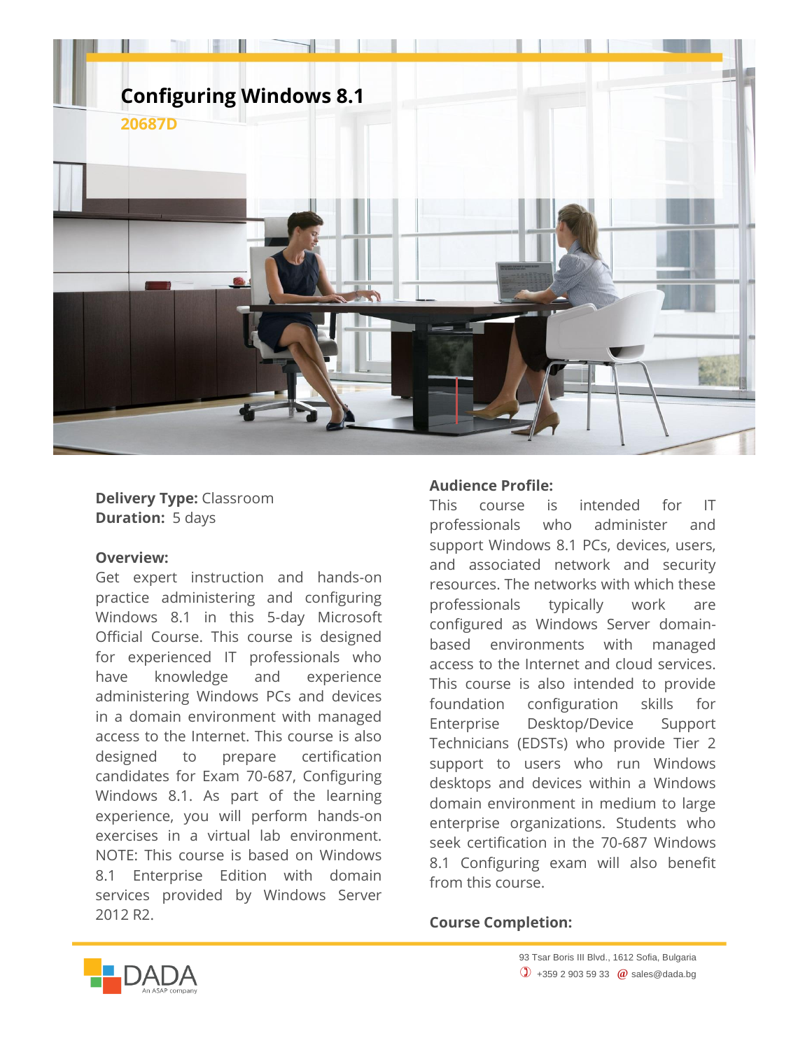# Configuring Windows 8.1

**20687D**

**Delivery Type:** Classroom
**Duration:** 5 days

**Overview:**
Get expert instruction and hands-on practice administering and configuring Windows 8.1 in this 5-day Microsoft Official Course. This course is designed for experienced IT professionals who have knowledge and experience administering Windows PCs and devices in a domain environment with managed access to the Internet. This course is also designed to prepare certification candidates for Exam 70-687, Configuring Windows 8.1. As part of the learning experience, you will perform hands-on exercises in a virtual lab environment. NOTE: This course is based on Windows 8.1 Enterprise Edition with domain services provided by Windows Server 2012 R2.

**Audience Profile:**
This course is intended for IT professionals who administer and support Windows 8.1 PCs, devices, users, and associated network and security resources. The networks with which these professionals typically work are configured as Windows Server domain-based environments with managed access to the Internet and cloud services. This course is also intended to provide foundation configuration skills for Enterprise Desktop/Device Support Technicians (EDSTs) who provide Tier 2 support to users who run Windows desktops and devices within a Windows domain environment in medium to large enterprise organizations. Students who seek certification in the 70-687 Windows 8.1 Configuring exam will also benefit from this course.

**Course Completion:**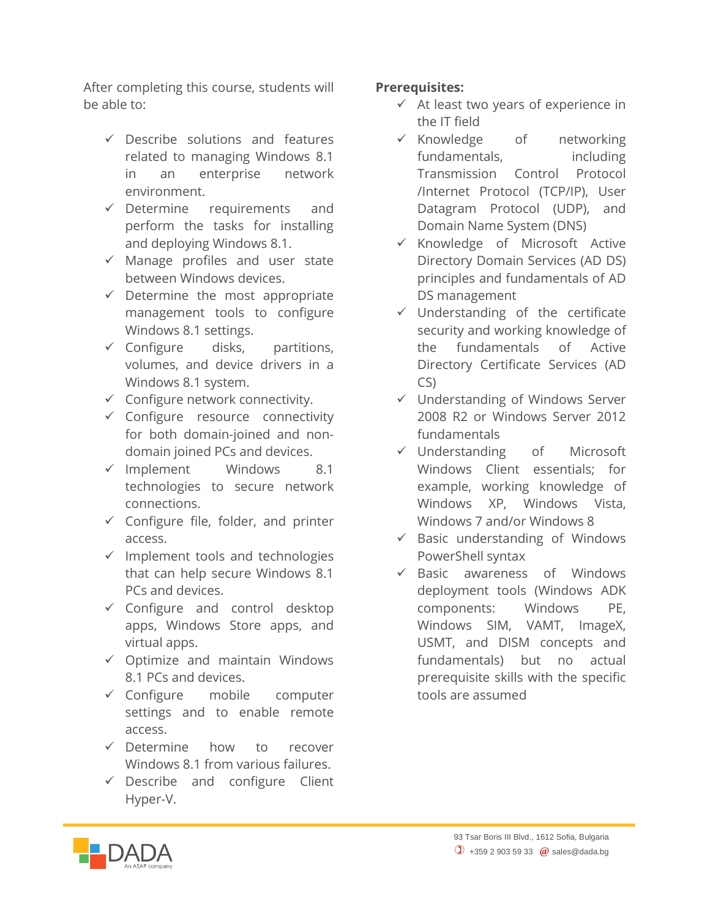After completing this course, students will be able to:

- ✓ Describe solutions and features related to managing Windows 8.1 in an enterprise network environment.
- ✓ Determine requirements and perform the tasks for installing and deploying Windows 8.1.
- ✓ Manage profiles and user state between Windows devices.
- ✓ Determine the most appropriate management tools to configure Windows 8.1 settings.
- ✓ Configure disks, partitions, volumes, and device drivers in a Windows 8.1 system.
- ✓ Configure network connectivity.
- ✓ Configure resource connectivity for both domain-joined and non-domain joined PCs and devices.
- ✓ Implement Windows 8.1 technologies to secure network connections.
- ✓ Configure file, folder, and printer access.
- ✓ Implement tools and technologies that can help secure Windows 8.1 PCs and devices.
- ✓ Configure and control desktop apps, Windows Store apps, and virtual apps.
- ✓ Optimize and maintain Windows 8.1 PCs and devices.
- ✓ Configure mobile computer settings and to enable remote access.
- ✓ Determine how to recover Windows 8.1 from various failures.
- ✓ Describe and configure Client Hyper-V.

**Prerequisites:**

- ✓ At least two years of experience in the IT field
- ✓ Knowledge of networking fundamentals, including Transmission Control Protocol /Internet Protocol (TCP/IP), User Datagram Protocol (UDP), and Domain Name System (DNS)
- ✓ Knowledge of Microsoft Active Directory Domain Services (AD DS) principles and fundamentals of AD DS management
- ✓ Understanding of the certificate security and working knowledge of the fundamentals of Active Directory Certificate Services (AD CS)
- ✓ Understanding of Windows Server 2008 R2 or Windows Server 2012 fundamentals
- ✓ Understanding of Microsoft Windows Client essentials; for example, working knowledge of Windows XP, Windows Vista, Windows 7 and/or Windows 8
- ✓ Basic understanding of Windows PowerShell syntax
- ✓ Basic awareness of Windows deployment tools (Windows ADK components: Windows PE, Windows SIM, VAMT, ImageX, USMT, and DISM concepts and fundamentals) but no actual prerequisite skills with the specific tools are assumed